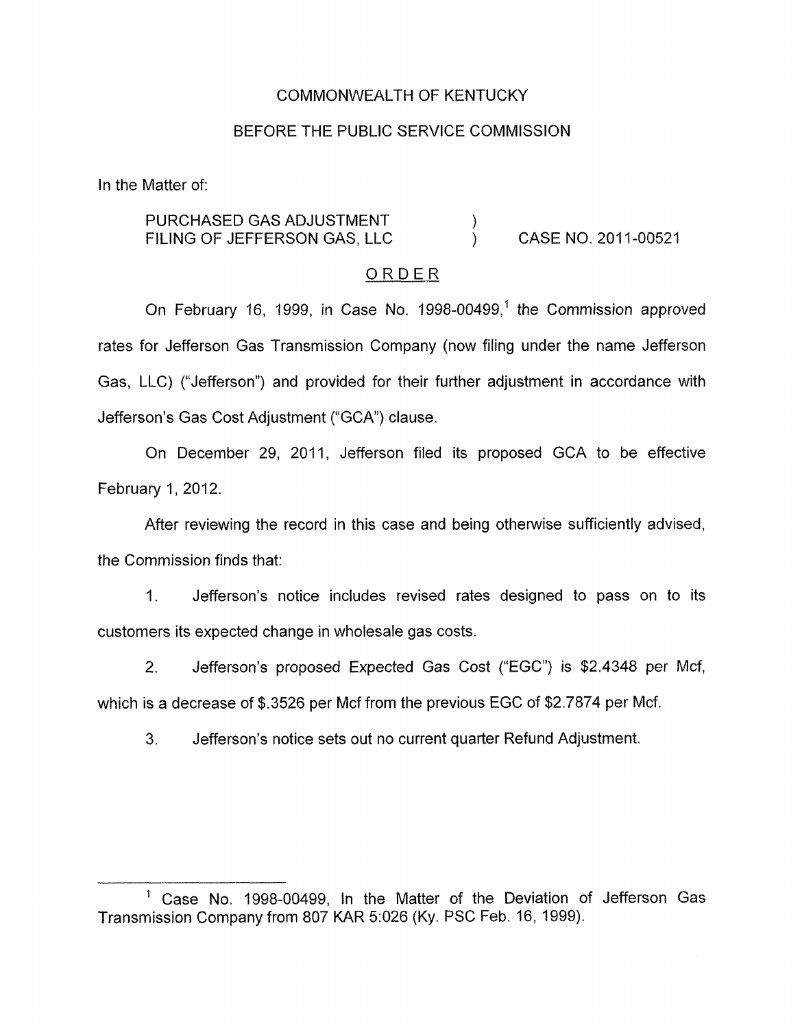COMMONWEALTH OF KENTUCKY

BEFORE THE PUBLIC SERVICE COMMISSION

In the Matter of:

PURCHASED GAS ADJUSTMENT FILING OF JEFFERSON GAS, LLC ) CASE NO. 2011-00521

## ORDER

On February 16, 1999, in Case No. 1998-00499,[1] the Commission approved rates for Jefferson Gas Transmission Company (now filing under the name Jefferson Gas, LLC) ("Jefferson") and provided for their further adjustment in accordance with Jefferson's Gas Cost Adjustment ("GCA") clause.

On December 29, 2011, Jefferson filed its proposed GCA to be effective February 1, 2012.

After reviewing the record in this case and being otherwise sufficiently advised, the Commission finds that:

1. Jefferson's notice includes revised rates designed to pass on to its customers its expected change in wholesale gas costs.

2. Jefferson's proposed Expected Gas Cost ("EGC") is $2.4348 per Mcf, which is a decrease of $.3526 per Mcf from the previous EGC of $2.7874 per Mcf.

3. Jefferson's notice sets out no current quarter Refund Adjustment.

[1] Case No. 1998-00499, In the Matter of the Deviation of Jefferson Gas Transmission Company from 807 KAR 5:026 (Ky. PSC Feb. 16, 1999).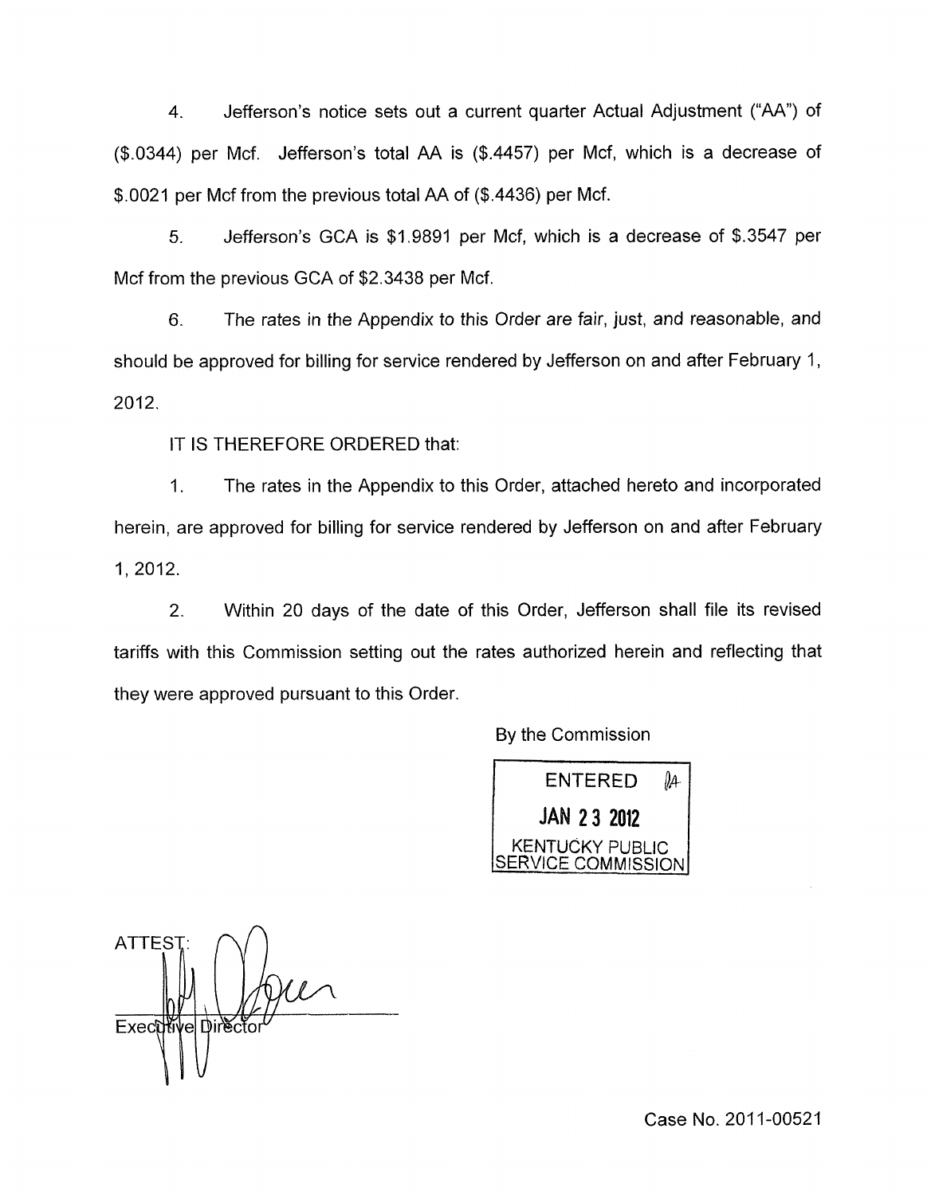4. Jefferson's notice sets out a current quarter Actual Adjustment ("AA") of ($.0344) per Mcf. Jefferson's total AA is ($.4457) per Mcf, which is a decrease of $.0021 per Mcf from the previous total AA of ($.4436) per Mcf.

5. Jefferson's GCA is $1.9891 per Mcf, which is a decrease of $.3547 per Mcf from the previous GCA of $2.3438 per Mcf.

6. The rates in the Appendix to this Order are fair, just, and reasonable, and should be approved for billing for service rendered by Jefferson on and after February 1, 2012.

IT IS THEREFORE ORDERED that:

1. The rates in the Appendix to this Order, attached hereto and incorporated herein, are approved for billing for service rendered by Jefferson on and after February 1, 2012.

2. Within 20 days of the date of this Order, Jefferson shall file its revised tariffs with this Commission setting out the rates authorized herein and reflecting that they were approved pursuant to this Order.

By the Commission

ENTERED
JAN 23 2012
KENTUCKY PUBLIC SERVICE COMMISSION

ATTEST:

Executive Director

Case No. 2011-00521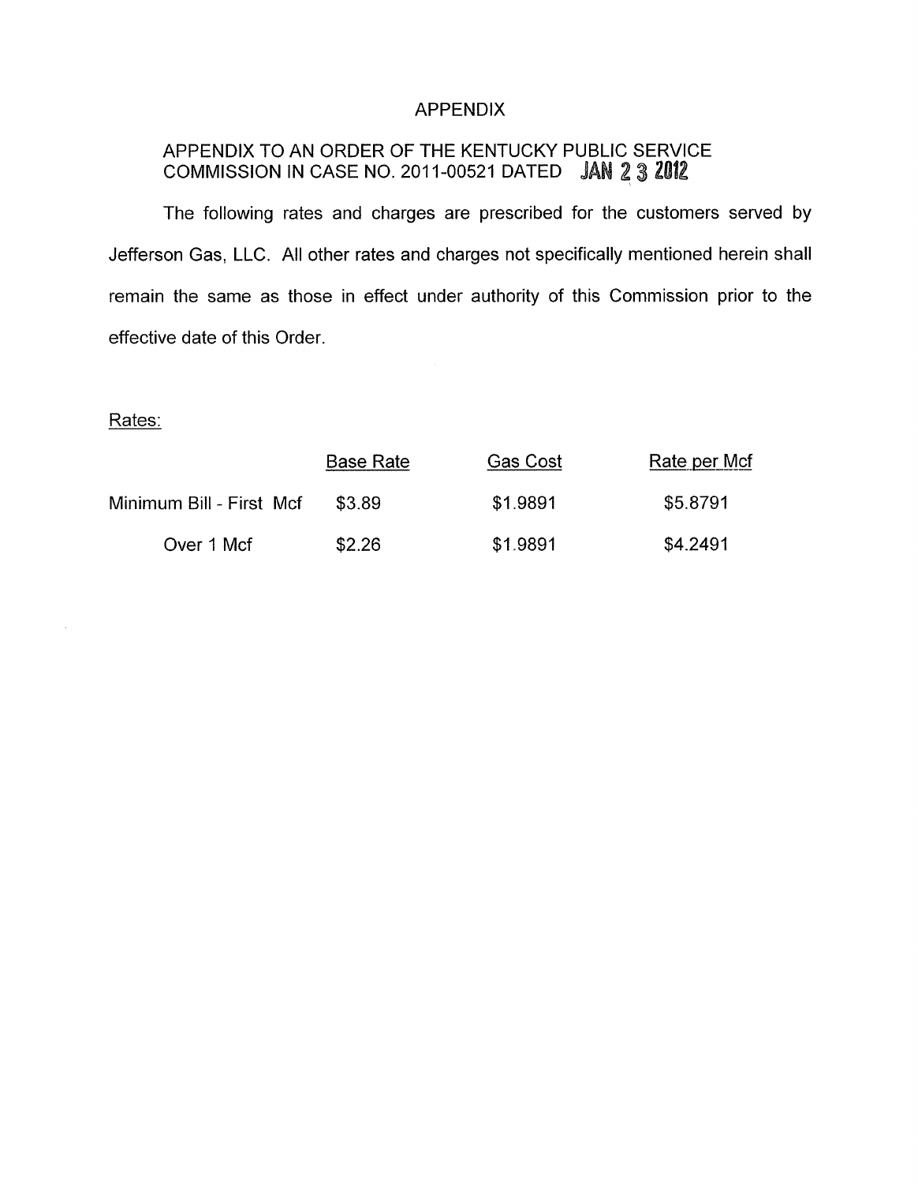# APPENDIX

## APPENDIX TO AN ORDER OF THE KENTUCKY PUBLIC SERVICE COMMISSION IN CASE NO. 2011-00521 DATED JAN 23 2012

The following rates and charges are prescribed for the customers served by Jefferson Gas, LLC. All other rates and charges not specifically mentioned herein shall remain the same as those in effect under authority of this Commission prior to the effective date of this Order.

Rates:

| | Base Rate | Gas Cost | Rate per Mcf |
|---|---|---|---|
| Minimum Bill - First Mcf | $3.89 | $1.9891 | $5.8791 |
| Over 1 Mcf | $2.26 | $1.9891 | $4.2491 |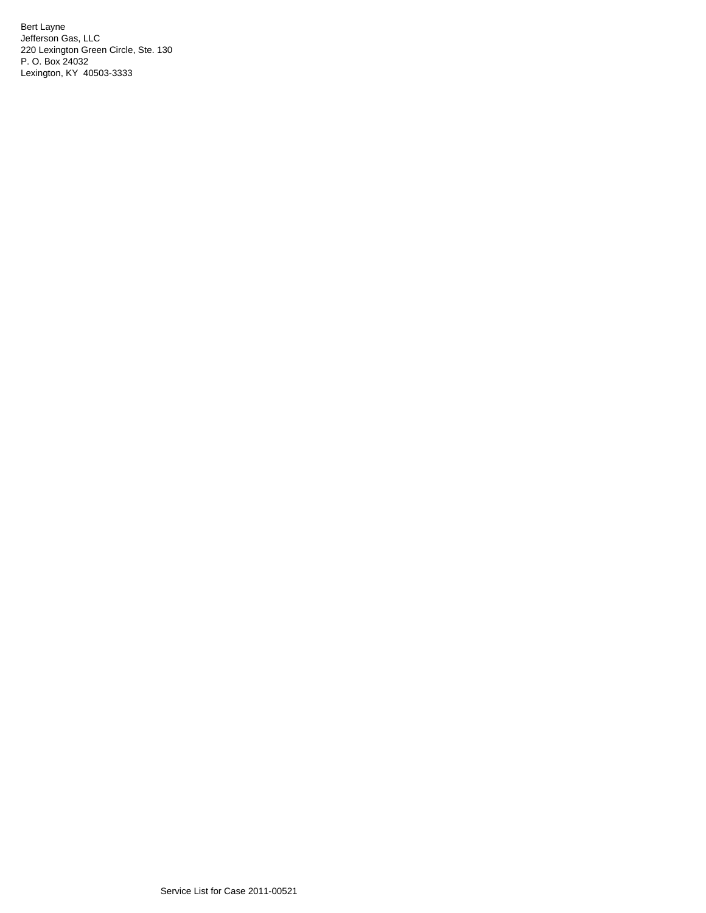Bert Layne
Jefferson Gas, LLC
220 Lexington Green Circle, Ste. 130
P. O. Box 24032
Lexington, KY  40503-3333